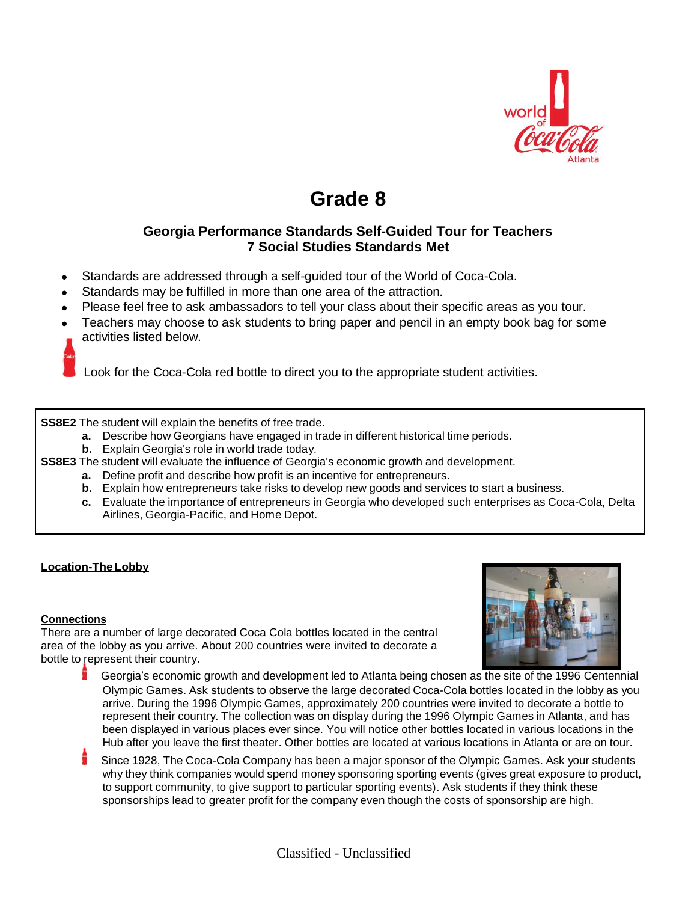# Grade 8

### Georgia Performance Standards Self-Guided Tour for Teachers
### 7 Social Studies Standards Met

- Standards are addressed through a self-guided tour of the World of Coca-Cola.
- Standards may be fulfilled in more than one area of the attraction.
- Please feel free to ask ambassadors to tell your class about their specific areas as you tour.
- Teachers may choose to ask students to bring paper and pencil in an empty book bag for some activities listed below.

Look for the Coca-Cola red bottle to direct you to the appropriate student activities.

**SS8E2** The student will explain the benefits of free trade.

- **a.** Describe how Georgians have engaged in trade in different historical time periods.
- **b.** Explain Georgia's role in world trade today.

**SS8E3** The student will evaluate the influence of Georgia's economic growth and development.

- **a.** Define profit and describe how profit is an incentive for entrepreneurs.
- **b.** Explain how entrepreneurs take risks to develop new goods and services to start a business.
- **c.** Evaluate the importance of entrepreneurs in Georgia who developed such enterprises as Coca-Cola, Delta Airlines, Georgia-Pacific, and Home Depot.

**Location-The Lobby**

**Connections**

There are a number of large decorated Coca Cola bottles located in the central area of the lobby as you arrive. About 200 countries were invited to decorate a bottle to represent their country.

- Georgia's economic growth and development led to Atlanta being chosen as the site of the 1996 Centennial Olympic Games. Ask students to observe the large decorated Coca-Cola bottles located in the lobby as you arrive. During the 1996 Olympic Games, approximately 200 countries were invited to decorate a bottle to represent their country. The collection was on display during the 1996 Olympic Games in Atlanta, and has been displayed in various places ever since. You will notice other bottles located in various locations in the Hub after you leave the first theater. Other bottles are located at various locations in Atlanta or are on tour.
- Since 1928, The Coca-Cola Company has been a major sponsor of the Olympic Games. Ask your students why they think companies would spend money sponsoring sporting events (gives great exposure to product, to support community, to give support to particular sporting events). Ask students if they think these sponsorships lead to greater profit for the company even though the costs of sponsorship are high.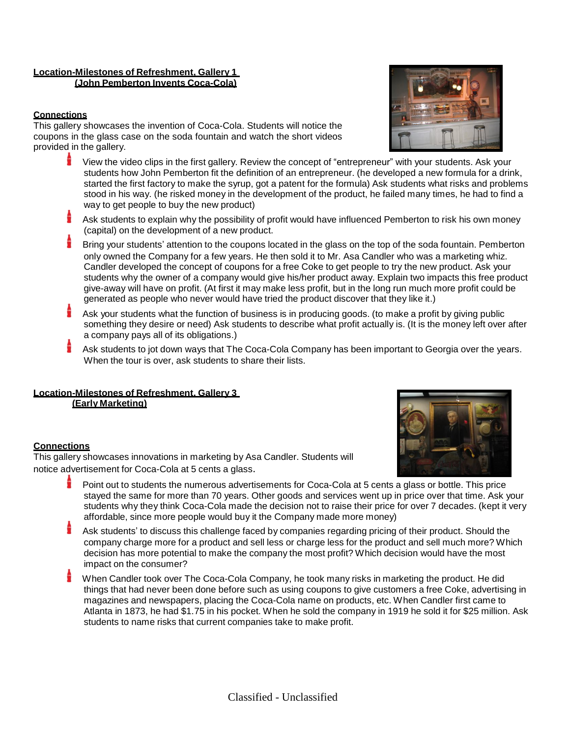**Location-Milestones of Refreshment, Gallery 1**
**(John Pemberton Invents Coca-Cola)**

**Connections**

This gallery showcases the invention of Coca-Cola. Students will notice the coupons in the glass case on the soda fountain and watch the short videos provided in the gallery.

- View the video clips in the first gallery. Review the concept of "entrepreneur" with your students. Ask your students how John Pemberton fit the definition of an entrepreneur. (he developed a new formula for a drink, started the first factory to make the syrup, got a patent for the formula) Ask students what risks and problems stood in his way. (he risked money in the development of the product, he failed many times, he had to find a way to get people to buy the new product)
- Ask students to explain why the possibility of profit would have influenced Pemberton to risk his own money (capital) on the development of a new product.
- Bring your students' attention to the coupons located in the glass on the top of the soda fountain. Pemberton only owned the Company for a few years. He then sold it to Mr. Asa Candler who was a marketing whiz. Candler developed the concept of coupons for a free Coke to get people to try the new product. Ask your students why the owner of a company would give his/her product away. Explain two impacts this free product give-away will have on profit. (At first it may make less profit, but in the long run much more profit could be generated as people who never would have tried the product discover that they like it.)
- Ask your students what the function of business is in producing goods. (to make a profit by giving public something they desire or need) Ask students to describe what profit actually is. (It is the money left over after a company pays all of its obligations.)
- Ask students to jot down ways that The Coca-Cola Company has been important to Georgia over the years. When the tour is over, ask students to share their lists.

**Location-Milestones of Refreshment, Gallery 3**
**(Early Marketing)**

**Connections**

This gallery showcases innovations in marketing by Asa Candler. Students will notice advertisement for Coca-Cola at 5 cents a glass.

- Point out to students the numerous advertisements for Coca-Cola at 5 cents a glass or bottle. This price stayed the same for more than 70 years. Other goods and services went up in price over that time. Ask your students why they think Coca-Cola made the decision not to raise their price for over 7 decades. (kept it very affordable, since more people would buy it the Company made more money)
- Ask students' to discuss this challenge faced by companies regarding pricing of their product. Should the company charge more for a product and sell less or charge less for the product and sell much more? Which decision has more potential to make the company the most profit? Which decision would have the most impact on the consumer?
- When Candler took over The Coca-Cola Company, he took many risks in marketing the product. He did things that had never been done before such as using coupons to give customers a free Coke, advertising in magazines and newspapers, placing the Coca-Cola name on products, etc. When Candler first came to Atlanta in 1873, he had $1.75 in his pocket. When he sold the company in 1919 he sold it for $25 million. Ask students to name risks that current companies take to make profit.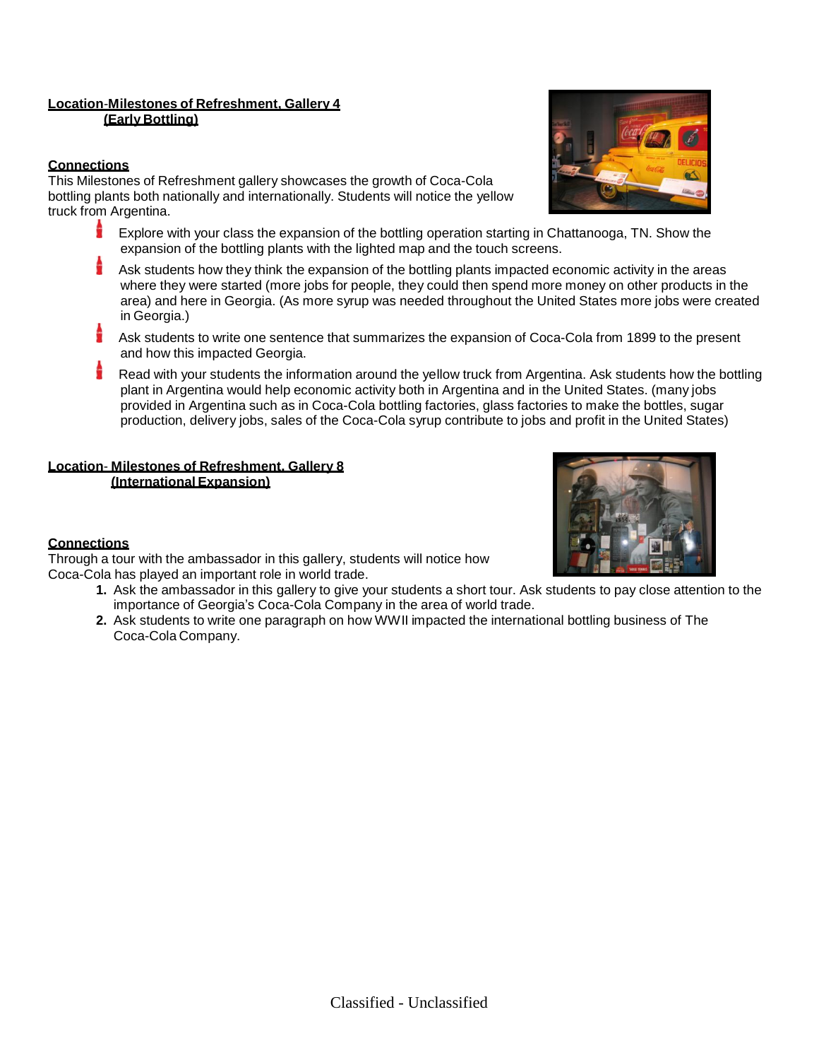**Location-Milestones of Refreshment, Gallery 4**
**(Early Bottling)**

**Connections**
This Milestones of Refreshment gallery showcases the growth of Coca-Cola bottling plants both nationally and internationally. Students will notice the yellow truck from Argentina.

- Explore with your class the expansion of the bottling operation starting in Chattanooga, TN. Show the expansion of the bottling plants with the lighted map and the touch screens.
- Ask students how they think the expansion of the bottling plants impacted economic activity in the areas where they were started (more jobs for people, they could then spend more money on other products in the area) and here in Georgia. (As more syrup was needed throughout the United States more jobs were created in Georgia.)
- Ask students to write one sentence that summarizes the expansion of Coca-Cola from 1899 to the present and how this impacted Georgia.
- Read with your students the information around the yellow truck from Argentina. Ask students how the bottling plant in Argentina would help economic activity both in Argentina and in the United States. (many jobs provided in Argentina such as in Coca-Cola bottling factories, glass factories to make the bottles, sugar production, delivery jobs, sales of the Coca-Cola syrup contribute to jobs and profit in the United States)

**Location- Milestones of Refreshment, Gallery 8**
**(International Expansion)**

**Connections**
Through a tour with the ambassador in this gallery, students will notice how Coca-Cola has played an important role in world trade.

1. Ask the ambassador in this gallery to give your students a short tour. Ask students to pay close attention to the importance of Georgia's Coca-Cola Company in the area of world trade.
2. Ask students to write one paragraph on how WWII impacted the international bottling business of The Coca-Cola Company.

Classified - Unclassified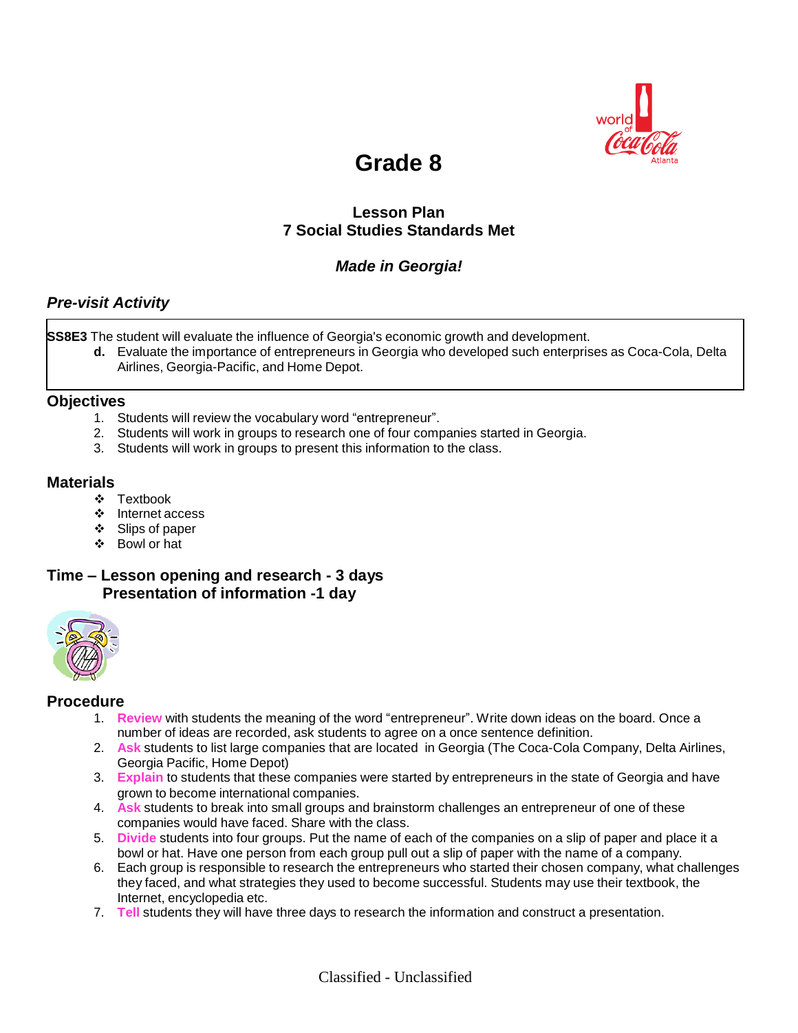# Grade 8

## Lesson Plan
## 7 Social Studies Standards Met

### *Made in Georgia!*

## *Pre-visit Activity*

**SS8E3** The student will evaluate the influence of Georgia's economic growth and development.

**d.** Evaluate the importance of entrepreneurs in Georgia who developed such enterprises as Coca-Cola, Delta Airlines, Georgia-Pacific, and Home Depot.

## Objectives

1. Students will review the vocabulary word "entrepreneur".
2. Students will work in groups to research one of four companies started in Georgia.
3. Students will work in groups to present this information to the class.

## Materials

- Textbook
- Internet access
- Slips of paper
- Bowl or hat

## Time – Lesson opening and research - 3 days
## Presentation of information -1 day

## Procedure

1. **Review** with students the meaning of the word "entrepreneur". Write down ideas on the board. Once a number of ideas are recorded, ask students to agree on a once sentence definition.
2. **Ask** students to list large companies that are located in Georgia (The Coca-Cola Company, Delta Airlines, Georgia Pacific, Home Depot)
3. **Explain** to students that these companies were started by entrepreneurs in the state of Georgia and have grown to become international companies.
4. **Ask** students to break into small groups and brainstorm challenges an entrepreneur of one of these companies would have faced. Share with the class.
5. **Divide** students into four groups. Put the name of each of the companies on a slip of paper and place it a bowl or hat. Have one person from each group pull out a slip of paper with the name of a company.
6. Each group is responsible to research the entrepreneurs who started their chosen company, what challenges they faced, and what strategies they used to become successful. Students may use their textbook, the Internet, encyclopedia etc.
7. **Tell** students they will have three days to research the information and construct a presentation.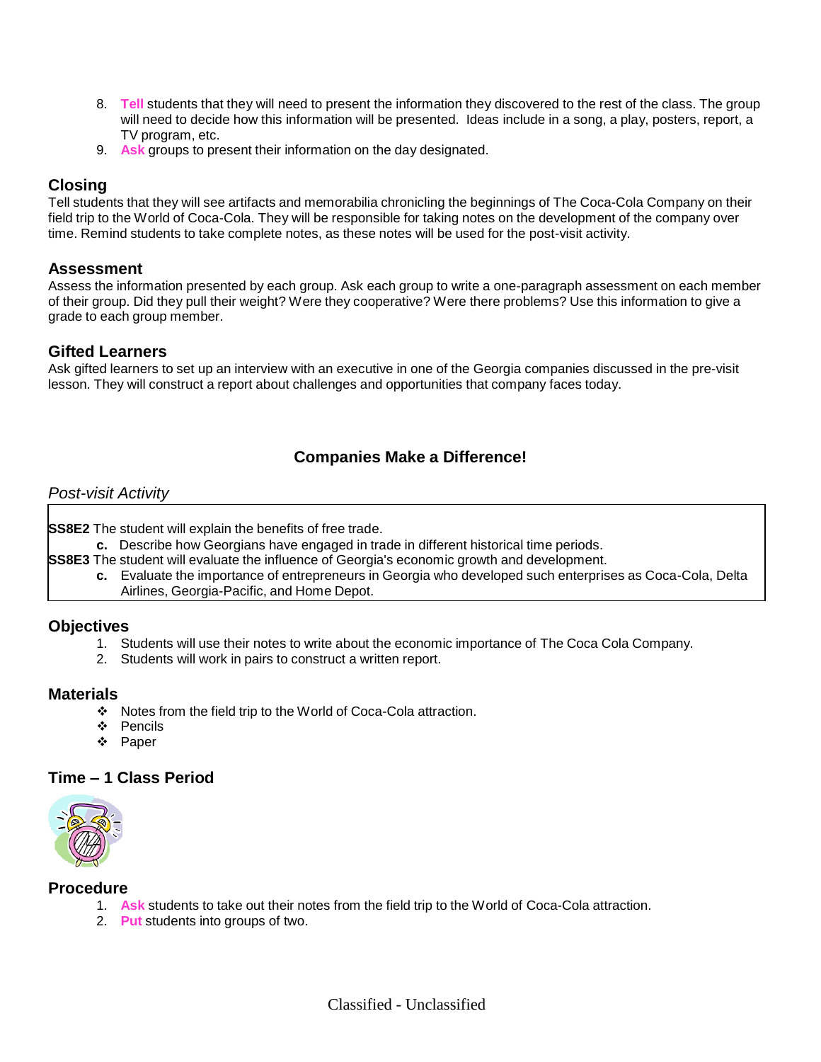8. **Tell** students that they will need to present the information they discovered to the rest of the class. The group will need to decide how this information will be presented. Ideas include in a song, a play, posters, report, a TV program, etc.
9. **Ask** groups to present their information on the day designated.

## Closing

Tell students that they will see artifacts and memorabilia chronicling the beginnings of The Coca-Cola Company on their field trip to the World of Coca-Cola. They will be responsible for taking notes on the development of the company over time. Remind students to take complete notes, as these notes will be used for the post-visit activity.

## Assessment

Assess the information presented by each group. Ask each group to write a one-paragraph assessment on each member of their group. Did they pull their weight? Were they cooperative? Were there problems? Use this information to give a grade to each group member.

## Gifted Learners

Ask gifted learners to set up an interview with an executive in one of the Georgia companies discussed in the pre-visit lesson. They will construct a report about challenges and opportunities that company faces today.

# Companies Make a Difference!

*Post-visit Activity*

**SS8E2** The student will explain the benefits of free trade.

- **c.** Describe how Georgians have engaged in trade in different historical time periods.

**SS8E3** The student will evaluate the influence of Georgia's economic growth and development.

- **c.** Evaluate the importance of entrepreneurs in Georgia who developed such enterprises as Coca-Cola, Delta Airlines, Georgia-Pacific, and Home Depot.

## Objectives

1. Students will use their notes to write about the economic importance of The Coca Cola Company.
2. Students will work in pairs to construct a written report.

## Materials

- Notes from the field trip to the World of Coca-Cola attraction.
- Pencils
- Paper

## Time – 1 Class Period

## Procedure

1. **Ask** students to take out their notes from the field trip to the World of Coca-Cola attraction.
2. **Put** students into groups of two.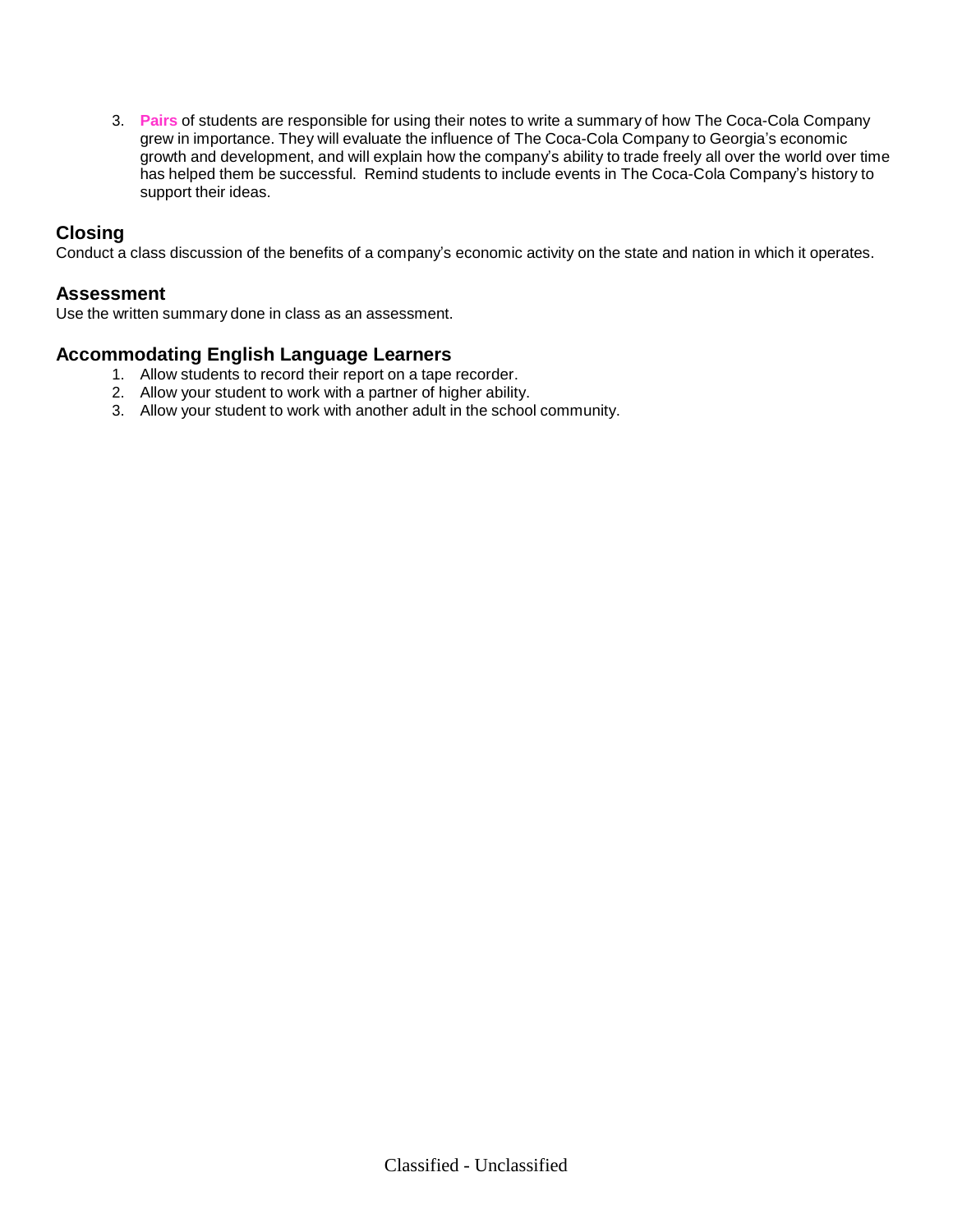3. **Pairs** of students are responsible for using their notes to write a summary of how The Coca-Cola Company grew in importance. They will evaluate the influence of The Coca-Cola Company to Georgia's economic growth and development, and will explain how the company's ability to trade freely all over the world over time has helped them be successful. Remind students to include events in The Coca-Cola Company's history to support their ideas.

## Closing

Conduct a class discussion of the benefits of a company's economic activity on the state and nation in which it operates.

## Assessment

Use the written summary done in class as an assessment.

## Accommodating English Language Learners

1. Allow students to record their report on a tape recorder.
2. Allow your student to work with a partner of higher ability.
3. Allow your student to work with another adult in the school community.

Classified - Unclassified